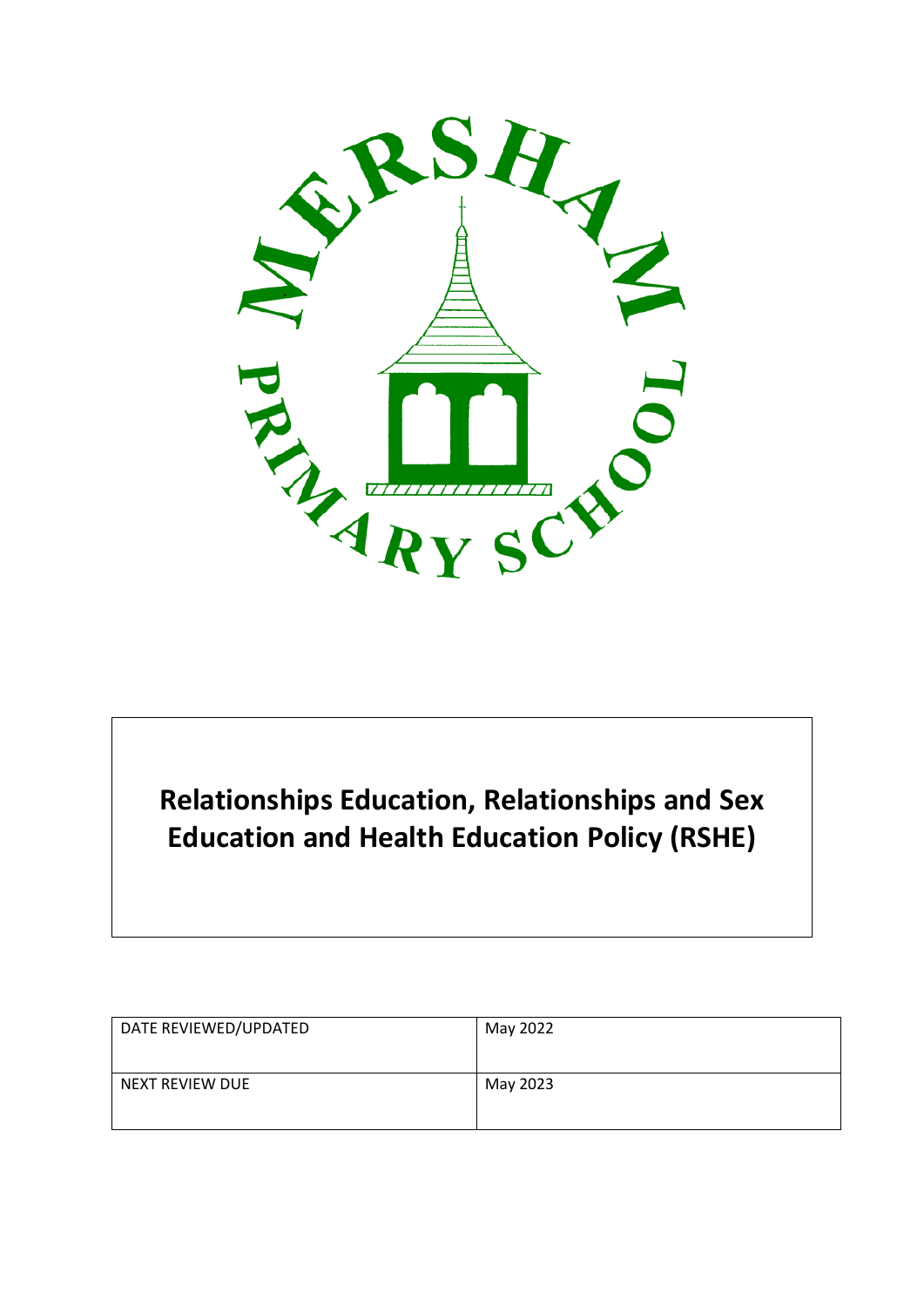# Relationships Education, Relationships and Sex Education and Health Education Policy (RSHE)

| DATE REVIEWED/UPDATED | May 2022 |
| --- | --- |
| NEXT REVIEW DUE | May 2023 |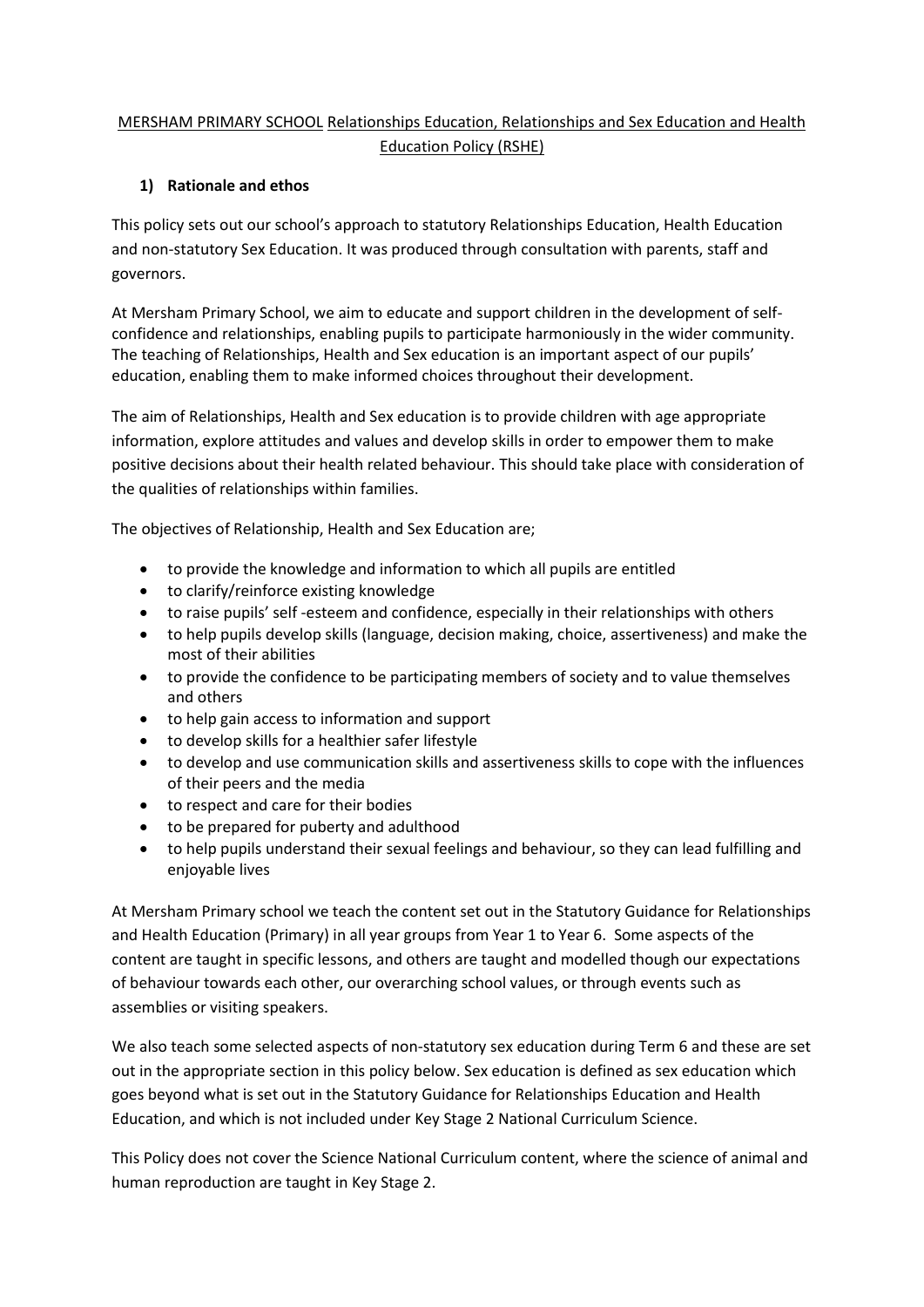MERSHAM PRIMARY SCHOOL Relationships Education, Relationships and Sex Education and Health Education Policy (RSHE)

## 1) Rationale and ethos

This policy sets out our school's approach to statutory Relationships Education, Health Education and non-statutory Sex Education. It was produced through consultation with parents, staff and governors.

At Mersham Primary School, we aim to educate and support children in the development of self-confidence and relationships, enabling pupils to participate harmoniously in the wider community. The teaching of Relationships, Health and Sex education is an important aspect of our pupils' education, enabling them to make informed choices throughout their development.

The aim of Relationships, Health and Sex education is to provide children with age appropriate information, explore attitudes and values and develop skills in order to empower them to make positive decisions about their health related behaviour. This should take place with consideration of the qualities of relationships within families.

The objectives of Relationship, Health and Sex Education are;

- to provide the knowledge and information to which all pupils are entitled
- to clarify/reinforce existing knowledge
- to raise pupils' self -esteem and confidence, especially in their relationships with others
- to help pupils develop skills (language, decision making, choice, assertiveness) and make the most of their abilities
- to provide the confidence to be participating members of society and to value themselves and others
- to help gain access to information and support
- to develop skills for a healthier safer lifestyle
- to develop and use communication skills and assertiveness skills to cope with the influences of their peers and the media
- to respect and care for their bodies
- to be prepared for puberty and adulthood
- to help pupils understand their sexual feelings and behaviour, so they can lead fulfilling and enjoyable lives

At Mersham Primary school we teach the content set out in the Statutory Guidance for Relationships and Health Education (Primary) in all year groups from Year 1 to Year 6. Some aspects of the content are taught in specific lessons, and others are taught and modelled though our expectations of behaviour towards each other, our overarching school values, or through events such as assemblies or visiting speakers.

We also teach some selected aspects of non-statutory sex education during Term 6 and these are set out in the appropriate section in this policy below. Sex education is defined as sex education which goes beyond what is set out in the Statutory Guidance for Relationships Education and Health Education, and which is not included under Key Stage 2 National Curriculum Science.

This Policy does not cover the Science National Curriculum content, where the science of animal and human reproduction are taught in Key Stage 2.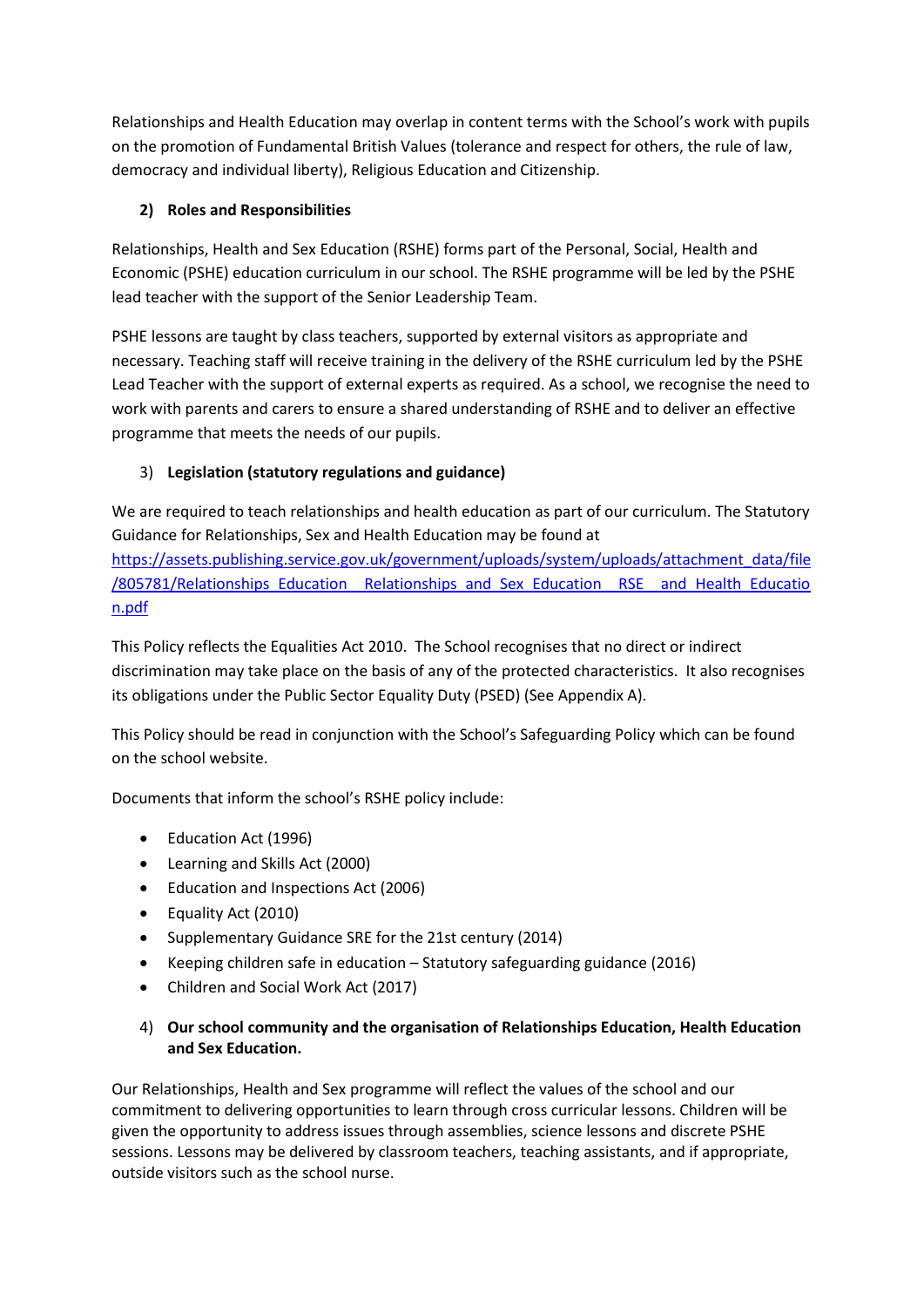Relationships and Health Education may overlap in content terms with the School's work with pupils on the promotion of Fundamental British Values (tolerance and respect for others, the rule of law, democracy and individual liberty), Religious Education and Citizenship.

## 2) Roles and Responsibilities

Relationships, Health and Sex Education (RSHE) forms part of the Personal, Social, Health and Economic (PSHE) education curriculum in our school. The RSHE programme will be led by the PSHE lead teacher with the support of the Senior Leadership Team.

PSHE lessons are taught by class teachers, supported by external visitors as appropriate and necessary. Teaching staff will receive training in the delivery of the RSHE curriculum led by the PSHE Lead Teacher with the support of external experts as required. As a school, we recognise the need to work with parents and carers to ensure a shared understanding of RSHE and to deliver an effective programme that meets the needs of our pupils.

## 3) Legislation (statutory regulations and guidance)

We are required to teach relationships and health education as part of our curriculum. The Statutory Guidance for Relationships, Sex and Health Education may be found at https://assets.publishing.service.gov.uk/government/uploads/system/uploads/attachment_data/file/805781/Relationships_Education__Relationships_and_Sex_Education__RSE__and_Health_Education.pdf

This Policy reflects the Equalities Act 2010. The School recognises that no direct or indirect discrimination may take place on the basis of any of the protected characteristics. It also recognises its obligations under the Public Sector Equality Duty (PSED) (See Appendix A).

This Policy should be read in conjunction with the School's Safeguarding Policy which can be found on the school website.

Documents that inform the school's RSHE policy include:

- Education Act (1996)
- Learning and Skills Act (2000)
- Education and Inspections Act (2006)
- Equality Act (2010)
- Supplementary Guidance SRE for the 21st century (2014)
- Keeping children safe in education – Statutory safeguarding guidance (2016)
- Children and Social Work Act (2017)

## 4) Our school community and the organisation of Relationships Education, Health Education and Sex Education.

Our Relationships, Health and Sex programme will reflect the values of the school and our commitment to delivering opportunities to learn through cross curricular lessons. Children will be given the opportunity to address issues through assemblies, science lessons and discrete PSHE sessions. Lessons may be delivered by classroom teachers, teaching assistants, and if appropriate, outside visitors such as the school nurse.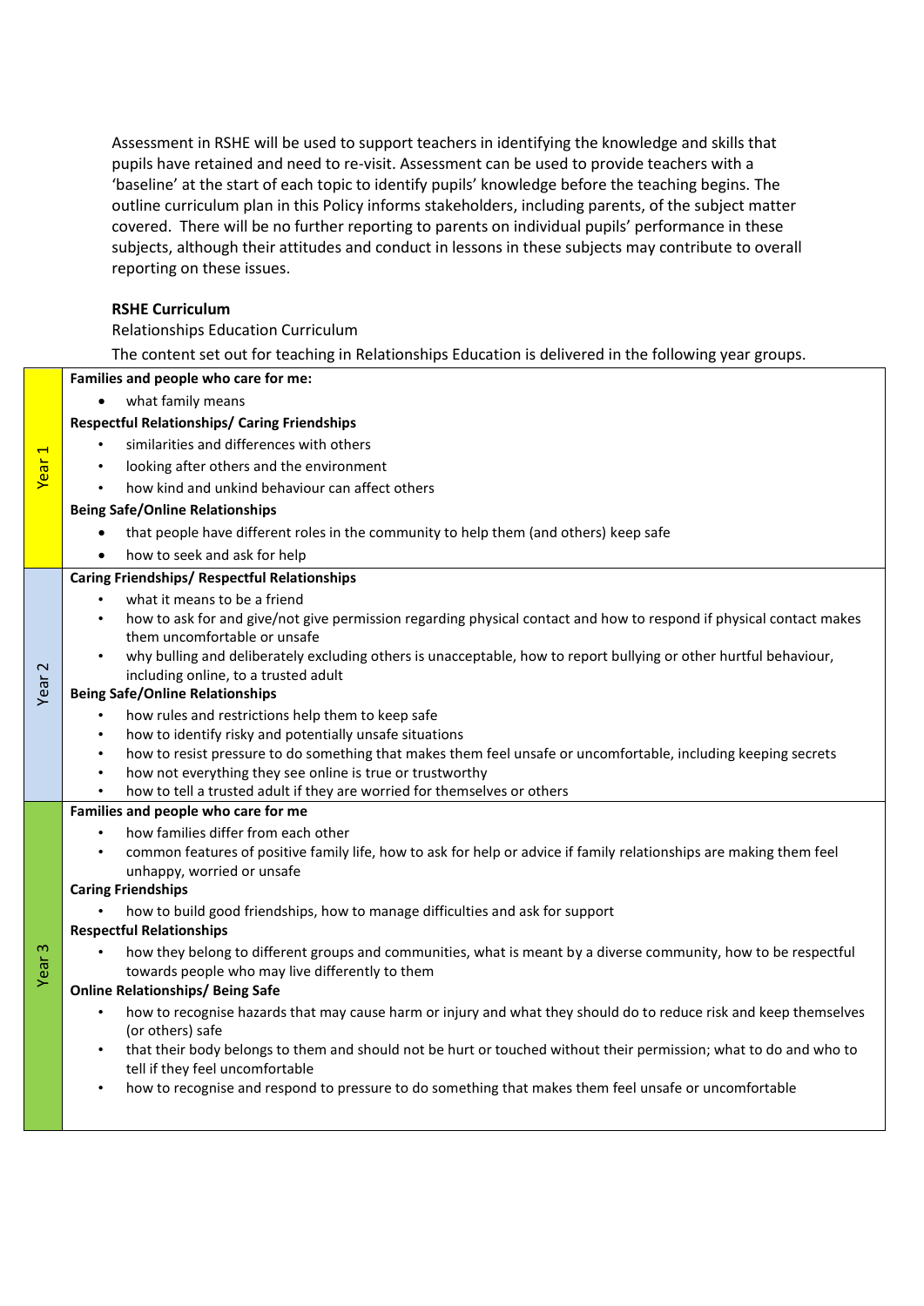Assessment in RSHE will be used to support teachers in identifying the knowledge and skills that pupils have retained and need to re-visit. Assessment can be used to provide teachers with a 'baseline' at the start of each topic to identify pupils' knowledge before the teaching begins. The outline curriculum plan in this Policy informs stakeholders, including parents, of the subject matter covered. There will be no further reporting to parents on individual pupils' performance in these subjects, although their attitudes and conduct in lessons in these subjects may contribute to overall reporting on these issues.

**RSHE Curriculum**

Relationships Education Curriculum

The content set out for teaching in Relationships Education is delivered in the following year groups.

| Year | Content |
| --- | --- |
| Year 1 | **Families and people who care for me:**<br>• what family means<br>**Respectful Relationships/ Caring Friendships**<br>• similarities and differences with others<br>• looking after others and the environment<br>• how kind and unkind behaviour can affect others<br>**Being Safe/Online Relationships**<br>• that people have different roles in the community to help them (and others) keep safe<br>• how to seek and ask for help |
| Year 2 | **Caring Friendships/ Respectful Relationships**<br>• what it means to be a friend<br>• how to ask for and give/not give permission regarding physical contact and how to respond if physical contact makes them uncomfortable or unsafe<br>• why bulling and deliberately excluding others is unacceptable, how to report bullying or other hurtful behaviour, including online, to a trusted adult<br>**Being Safe/Online Relationships**<br>• how rules and restrictions help them to keep safe<br>• how to identify risky and potentially unsafe situations<br>• how to resist pressure to do something that makes them feel unsafe or uncomfortable, including keeping secrets<br>• how not everything they see online is true or trustworthy<br>• how to tell a trusted adult if they are worried for themselves or others |
| Year 3 | **Families and people who care for me**<br>• how families differ from each other<br>• common features of positive family life, how to ask for help or advice if family relationships are making them feel unhappy, worried or unsafe<br>**Caring Friendships**<br>• how to build good friendships, how to manage difficulties and ask for support<br>**Respectful Relationships**<br>• how they belong to different groups and communities, what is meant by a diverse community, how to be respectful towards people who may live differently to them<br>**Online Relationships/ Being Safe**<br>• how to recognise hazards that may cause harm or injury and what they should do to reduce risk and keep themselves (or others) safe<br>• that their body belongs to them and should not be hurt or touched without their permission; what to do and who to tell if they feel uncomfortable<br>• how to recognise and respond to pressure to do something that makes them feel unsafe or uncomfortable |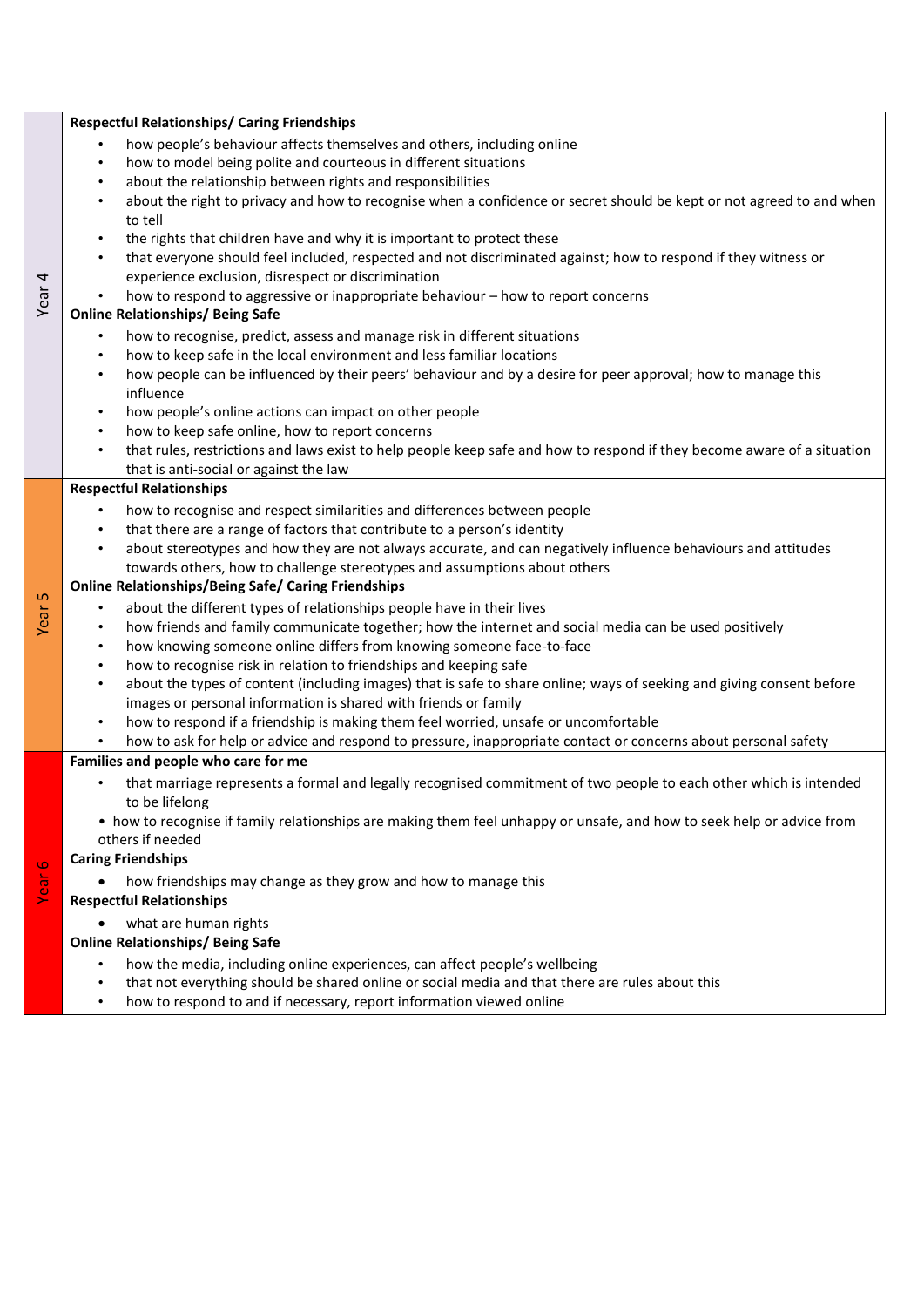| | |
|---|---|
| Year 4 | **Respectful Relationships/ Caring Friendships**<br>• how people's behaviour affects themselves and others, including online<br>• how to model being polite and courteous in different situations<br>• about the relationship between rights and responsibilities<br>• about the right to privacy and how to recognise when a confidence or secret should be kept or not agreed to and when to tell<br>• the rights that children have and why it is important to protect these<br>• that everyone should feel included, respected and not discriminated against; how to respond if they witness or experience exclusion, disrespect or discrimination<br>• how to respond to aggressive or inappropriate behaviour – how to report concerns<br>**Online Relationships/ Being Safe**<br>• how to recognise, predict, assess and manage risk in different situations<br>• how to keep safe in the local environment and less familiar locations<br>• how people can be influenced by their peers' behaviour and by a desire for peer approval; how to manage this influence<br>• how people's online actions can impact on other people<br>• how to keep safe online, how to report concerns<br>• that rules, restrictions and laws exist to help people keep safe and how to respond if they become aware of a situation that is anti-social or against the law |
| Year 5 | **Respectful Relationships**<br>• how to recognise and respect similarities and differences between people<br>• that there are a range of factors that contribute to a person's identity<br>• about stereotypes and how they are not always accurate, and can negatively influence behaviours and attitudes towards others, how to challenge stereotypes and assumptions about others<br>**Online Relationships/Being Safe/ Caring Friendships**<br>• about the different types of relationships people have in their lives<br>• how friends and family communicate together; how the internet and social media can be used positively<br>• how knowing someone online differs from knowing someone face-to-face<br>• how to recognise risk in relation to friendships and keeping safe<br>• about the types of content (including images) that is safe to share online; ways of seeking and giving consent before images or personal information is shared with friends or family<br>• how to respond if a friendship is making them feel worried, unsafe or uncomfortable<br>• how to ask for help or advice and respond to pressure, inappropriate contact or concerns about personal safety |
| Year 6 | **Families and people who care for me**<br>• that marriage represents a formal and legally recognised commitment of two people to each other which is intended to be lifelong<br>• how to recognise if family relationships are making them feel unhappy or unsafe, and how to seek help or advice from others if needed<br>**Caring Friendships**<br>• how friendships may change as they grow and how to manage this<br>**Respectful Relationships**<br>• what are human rights<br>**Online Relationships/ Being Safe**<br>• how the media, including online experiences, can affect people's wellbeing<br>• that not everything should be shared online or social media and that there are rules about this<br>• how to respond to and if necessary, report information viewed online |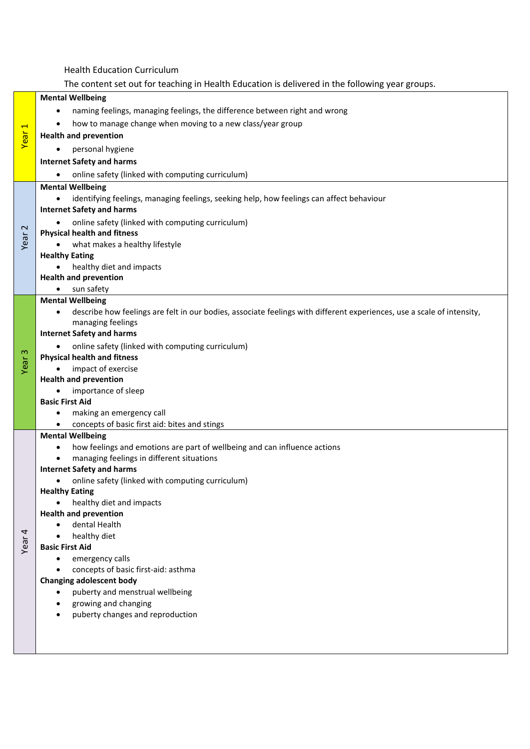Health Education Curriculum

The content set out for teaching in Health Education is delivered in the following year groups.

| Year | Content |
| --- | --- |
| Year 1 | **Mental Wellbeing**<br>• naming feelings, managing feelings, the difference between right and wrong<br>• how to manage change when moving to a new class/year group<br>**Health and prevention**<br>• personal hygiene<br>**Internet Safety and harms**<br>• online safety (linked with computing curriculum) |
| Year 2 | **Mental Wellbeing**<br>• identifying feelings, managing feelings, seeking help, how feelings can affect behaviour<br>**Internet Safety and harms**<br>• online safety (linked with computing curriculum)<br>**Physical health and fitness**<br>• what makes a healthy lifestyle<br>**Healthy Eating**<br>• healthy diet and impacts<br>**Health and prevention**<br>• sun safety |
| Year 3 | **Mental Wellbeing**<br>• describe how feelings are felt in our bodies, associate feelings with different experiences, use a scale of intensity, managing feelings<br>**Internet Safety and harms**<br>• online safety (linked with computing curriculum)<br>**Physical health and fitness**<br>• impact of exercise<br>**Health and prevention**<br>• importance of sleep<br>**Basic First Aid**<br>• making an emergency call<br>• concepts of basic first aid: bites and stings |
| Year 4 | **Mental Wellbeing**<br>• how feelings and emotions are part of wellbeing and can influence actions<br>• managing feelings in different situations<br>**Internet Safety and harms**<br>• online safety (linked with computing curriculum)<br>**Healthy Eating**<br>• healthy diet and impacts<br>**Health and prevention**<br>• dental Health<br>• healthy diet<br>**Basic First Aid**<br>• emergency calls<br>• concepts of basic first-aid: asthma<br>**Changing adolescent body**<br>• puberty and menstrual wellbeing<br>• growing and changing<br>• puberty changes and reproduction |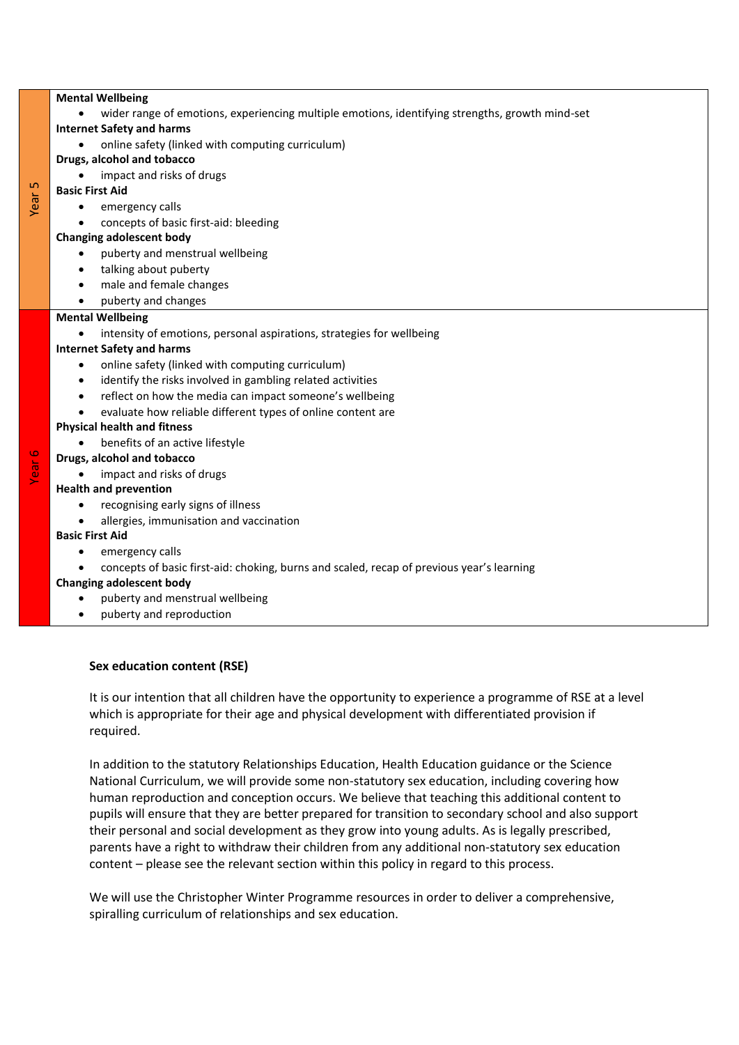| | |
|---|---|
| Year 5 | **Mental Wellbeing**<br>• wider range of emotions, experiencing multiple emotions, identifying strengths, growth mind-set<br>**Internet Safety and harms**<br>• online safety (linked with computing curriculum)<br>**Drugs, alcohol and tobacco**<br>• impact and risks of drugs<br>**Basic First Aid**<br>• emergency calls<br>• concepts of basic first-aid: bleeding<br>**Changing adolescent body**<br>• puberty and menstrual wellbeing<br>• talking about puberty<br>• male and female changes<br>• puberty and changes |
| Year 6 | **Mental Wellbeing**<br>• intensity of emotions, personal aspirations, strategies for wellbeing<br>**Internet Safety and harms**<br>• online safety (linked with computing curriculum)<br>• identify the risks involved in gambling related activities<br>• reflect on how the media can impact someone's wellbeing<br>• evaluate how reliable different types of online content are<br>**Physical health and fitness**<br>• benefits of an active lifestyle<br>**Drugs, alcohol and tobacco**<br>• impact and risks of drugs<br>**Health and prevention**<br>• recognising early signs of illness<br>• allergies, immunisation and vaccination<br>**Basic First Aid**<br>• emergency calls<br>• concepts of basic first-aid: choking, burns and scaled, recap of previous year's learning<br>**Changing adolescent body**<br>• puberty and menstrual wellbeing<br>• puberty and reproduction |

**Sex education content (RSE)**

It is our intention that all children have the opportunity to experience a programme of RSE at a level which is appropriate for their age and physical development with differentiated provision if required.

In addition to the statutory Relationships Education, Health Education guidance or the Science National Curriculum, we will provide some non-statutory sex education, including covering how human reproduction and conception occurs. We believe that teaching this additional content to pupils will ensure that they are better prepared for transition to secondary school and also support their personal and social development as they grow into young adults. As is legally prescribed, parents have a right to withdraw their children from any additional non-statutory sex education content – please see the relevant section within this policy in regard to this process.

We will use the Christopher Winter Programme resources in order to deliver a comprehensive, spiralling curriculum of relationships and sex education.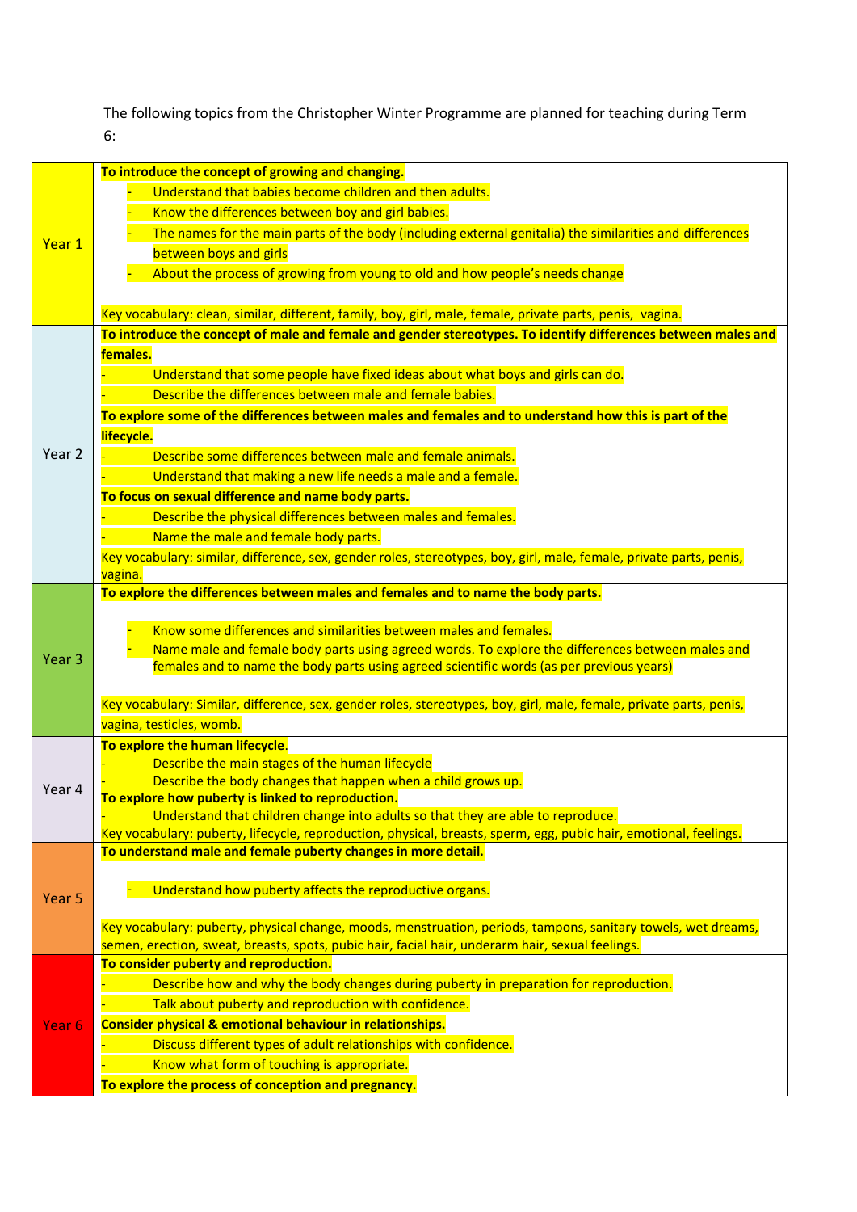The following topics from the Christopher Winter Programme are planned for teaching during Term 6:

| | |
|---|---|
| Year 1 | **To introduce the concept of growing and changing.**<br>- Understand that babies become children and then adults.<br>- Know the differences between boy and girl babies.<br>- The names for the main parts of the body (including external genitalia) the similarities and differences between boys and girls<br>- About the process of growing from young to old and how people's needs change<br><br>Key vocabulary: clean, similar, different, family, boy, girl, male, female, private parts, penis, vagina. |
| Year 2 | **To introduce the concept of male and female and gender stereotypes. To identify differences between males and females.**<br>- Understand that some people have fixed ideas about what boys and girls can do.<br>- Describe the differences between male and female babies.<br>**To explore some of the differences between males and females and to understand how this is part of the lifecycle.**<br>- Describe some differences between male and female animals.<br>- Understand that making a new life needs a male and a female.<br>**To focus on sexual difference and name body parts.**<br>- Describe the physical differences between males and females.<br>- Name the male and female body parts.<br>Key vocabulary: similar, difference, sex, gender roles, stereotypes, boy, girl, male, female, private parts, penis, vagina. |
| Year 3 | **To explore the differences between males and females and to name the body parts.**<br><br>- Know some differences and similarities between males and females.<br>- Name male and female body parts using agreed words. To explore the differences between males and females and to name the body parts using agreed scientific words (as per previous years)<br><br>Key vocabulary: Similar, difference, sex, gender roles, stereotypes, boy, girl, male, female, private parts, penis, vagina, testicles, womb. |
| Year 4 | **To explore the human lifecycle.**<br>- Describe the main stages of the human lifecycle<br>- Describe the body changes that happen when a child grows up.<br>**To explore how puberty is linked to reproduction.**<br>Understand that children change into adults so that they are able to reproduce.<br>Key vocabulary: puberty, lifecycle, reproduction, physical, breasts, sperm, egg, pubic hair, emotional, feelings. |
| Year 5 | **To understand male and female puberty changes in more detail.**<br><br>- Understand how puberty affects the reproductive organs.<br><br>Key vocabulary: puberty, physical change, moods, menstruation, periods, tampons, sanitary towels, wet dreams, semen, erection, sweat, breasts, spots, pubic hair, facial hair, underarm hair, sexual feelings. |
| Year 6 | **To consider puberty and reproduction.**<br>- Describe how and why the body changes during puberty in preparation for reproduction.<br>- Talk about puberty and reproduction with confidence.<br>**Consider physical & emotional behaviour in relationships.**<br>- Discuss different types of adult relationships with confidence.<br>- Know what form of touching is appropriate.<br>**To explore the process of conception and pregnancy.** |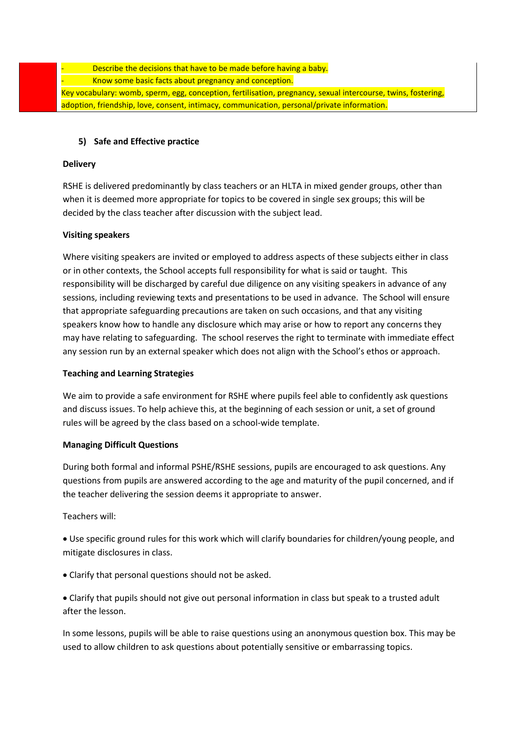- Describe the decisions that have to be made before having a baby.
- Know some basic facts about pregnancy and conception.

Key vocabulary: womb, sperm, egg, conception, fertilisation, pregnancy, sexual intercourse, twins, fostering, adoption, friendship, love, consent, intimacy, communication, personal/private information.

## 5) Safe and Effective practice

**Delivery**

RSHE is delivered predominantly by class teachers or an HLTA in mixed gender groups, other than when it is deemed more appropriate for topics to be covered in single sex groups; this will be decided by the class teacher after discussion with the subject lead.

**Visiting speakers**

Where visiting speakers are invited or employed to address aspects of these subjects either in class or in other contexts, the School accepts full responsibility for what is said or taught. This responsibility will be discharged by careful due diligence on any visiting speakers in advance of any sessions, including reviewing texts and presentations to be used in advance. The School will ensure that appropriate safeguarding precautions are taken on such occasions, and that any visiting speakers know how to handle any disclosure which may arise or how to report any concerns they may have relating to safeguarding. The school reserves the right to terminate with immediate effect any session run by an external speaker which does not align with the School's ethos or approach.

**Teaching and Learning Strategies**

We aim to provide a safe environment for RSHE where pupils feel able to confidently ask questions and discuss issues. To help achieve this, at the beginning of each session or unit, a set of ground rules will be agreed by the class based on a school-wide template.

**Managing Difficult Questions**

During both formal and informal PSHE/RSHE sessions, pupils are encouraged to ask questions. Any questions from pupils are answered according to the age and maturity of the pupil concerned, and if the teacher delivering the session deems it appropriate to answer.

Teachers will:

- Use specific ground rules for this work which will clarify boundaries for children/young people, and mitigate disclosures in class.
- Clarify that personal questions should not be asked.
- Clarify that pupils should not give out personal information in class but speak to a trusted adult after the lesson.

In some lessons, pupils will be able to raise questions using an anonymous question box. This may be used to allow children to ask questions about potentially sensitive or embarrassing topics.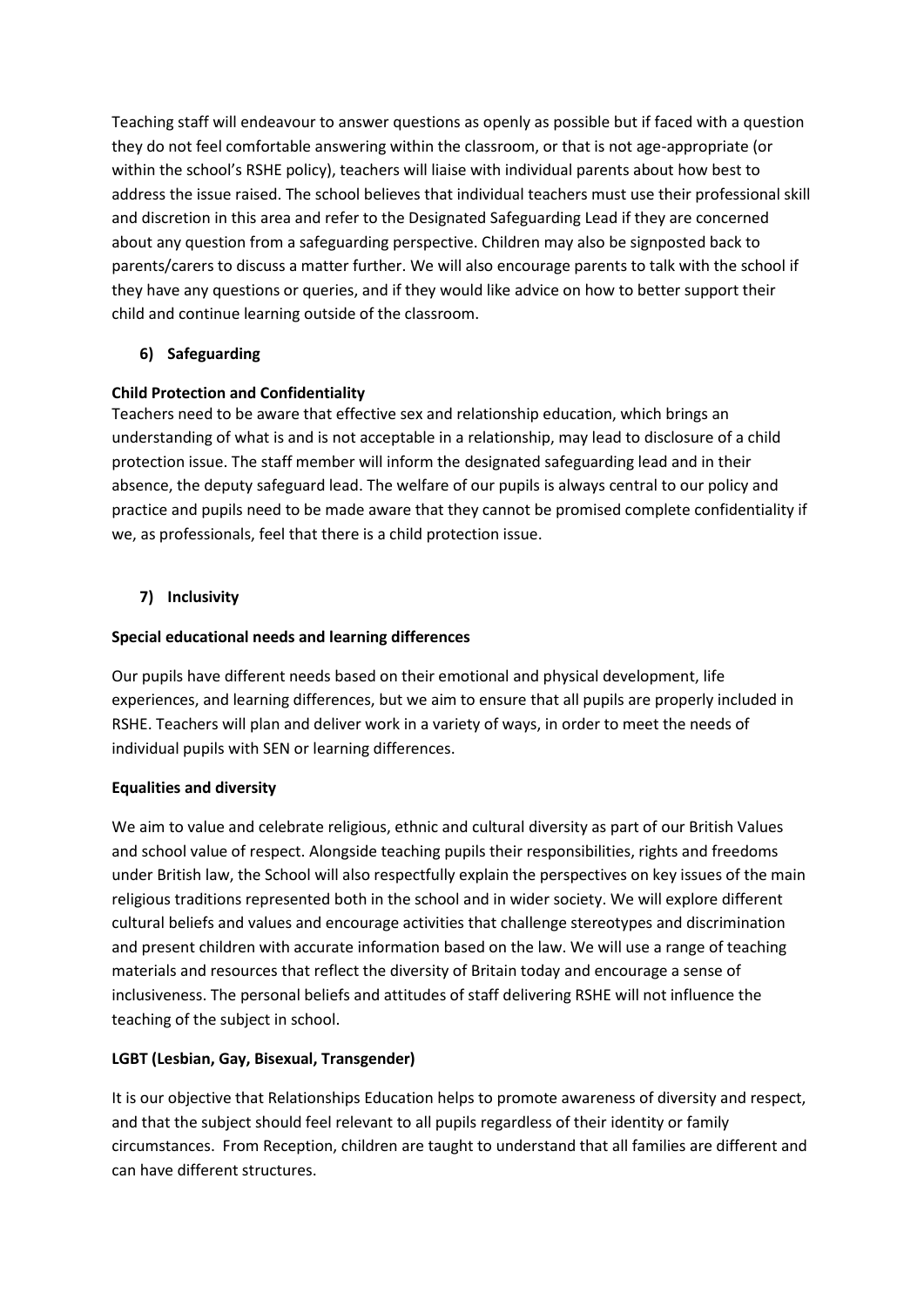Teaching staff will endeavour to answer questions as openly as possible but if faced with a question they do not feel comfortable answering within the classroom, or that is not age-appropriate (or within the school's RSHE policy), teachers will liaise with individual parents about how best to address the issue raised. The school believes that individual teachers must use their professional skill and discretion in this area and refer to the Designated Safeguarding Lead if they are concerned about any question from a safeguarding perspective. Children may also be signposted back to parents/carers to discuss a matter further. We will also encourage parents to talk with the school if they have any questions or queries, and if they would like advice on how to better support their child and continue learning outside of the classroom.

## 6) Safeguarding

**Child Protection and Confidentiality**

Teachers need to be aware that effective sex and relationship education, which brings an understanding of what is and is not acceptable in a relationship, may lead to disclosure of a child protection issue. The staff member will inform the designated safeguarding lead and in their absence, the deputy safeguard lead. The welfare of our pupils is always central to our policy and practice and pupils need to be made aware that they cannot be promised complete confidentiality if we, as professionals, feel that there is a child protection issue.

## 7) Inclusivity

**Special educational needs and learning differences**

Our pupils have different needs based on their emotional and physical development, life experiences, and learning differences, but we aim to ensure that all pupils are properly included in RSHE. Teachers will plan and deliver work in a variety of ways, in order to meet the needs of individual pupils with SEN or learning differences.

**Equalities and diversity**

We aim to value and celebrate religious, ethnic and cultural diversity as part of our British Values and school value of respect. Alongside teaching pupils their responsibilities, rights and freedoms under British law, the School will also respectfully explain the perspectives on key issues of the main religious traditions represented both in the school and in wider society. We will explore different cultural beliefs and values and encourage activities that challenge stereotypes and discrimination and present children with accurate information based on the law. We will use a range of teaching materials and resources that reflect the diversity of Britain today and encourage a sense of inclusiveness. The personal beliefs and attitudes of staff delivering RSHE will not influence the teaching of the subject in school.

**LGBT (Lesbian, Gay, Bisexual, Transgender)**

It is our objective that Relationships Education helps to promote awareness of diversity and respect, and that the subject should feel relevant to all pupils regardless of their identity or family circumstances. From Reception, children are taught to understand that all families are different and can have different structures.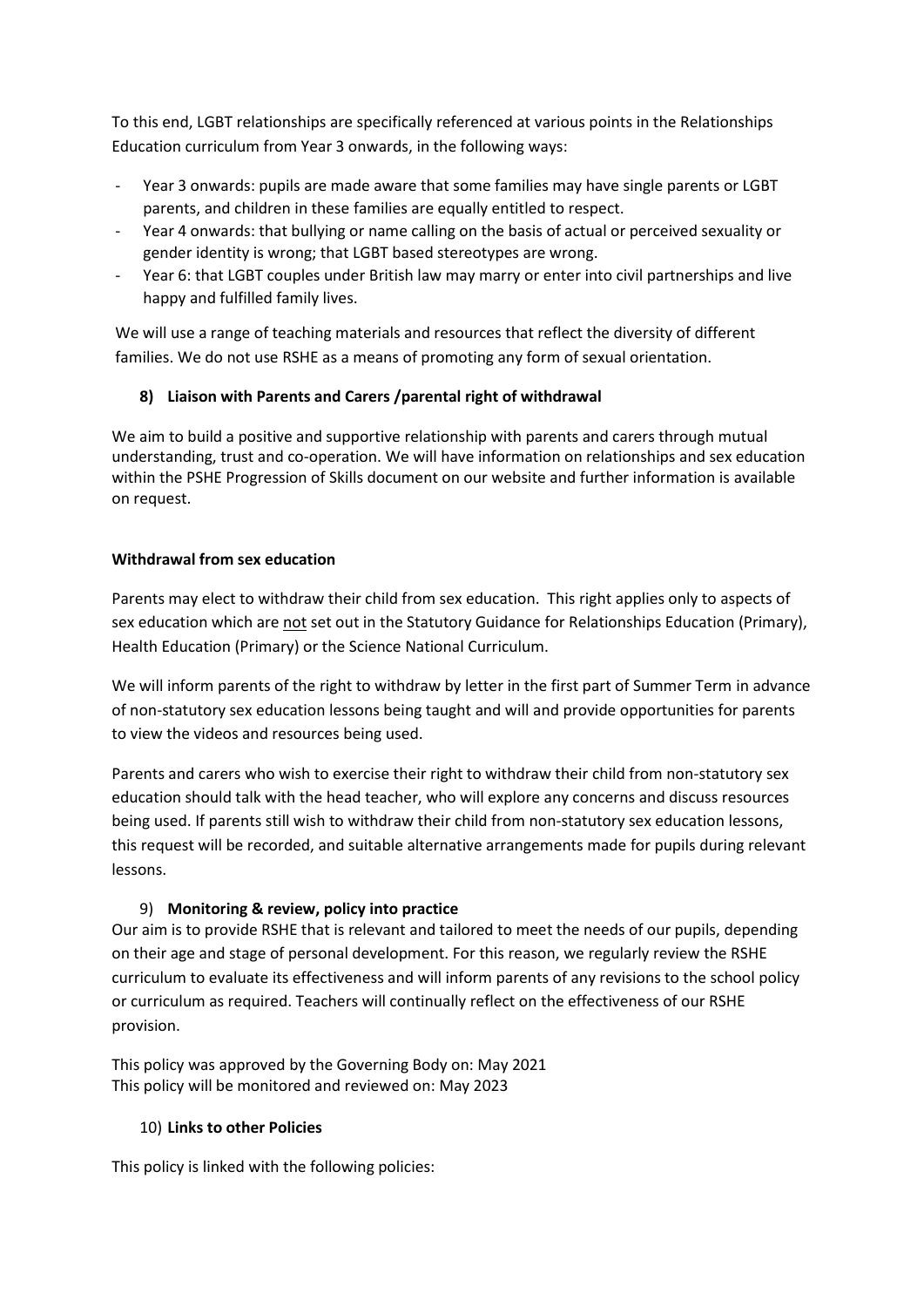To this end, LGBT relationships are specifically referenced at various points in the Relationships Education curriculum from Year 3 onwards, in the following ways:

- Year 3 onwards: pupils are made aware that some families may have single parents or LGBT parents, and children in these families are equally entitled to respect.
- Year 4 onwards: that bullying or name calling on the basis of actual or perceived sexuality or gender identity is wrong; that LGBT based stereotypes are wrong.
- Year 6: that LGBT couples under British law may marry or enter into civil partnerships and live happy and fulfilled family lives.

We will use a range of teaching materials and resources that reflect the diversity of different families. We do not use RSHE as a means of promoting any form of sexual orientation.

## 8) Liaison with Parents and Carers /parental right of withdrawal

We aim to build a positive and supportive relationship with parents and carers through mutual understanding, trust and co-operation. We will have information on relationships and sex education within the PSHE Progression of Skills document on our website and further information is available on request.

### Withdrawal from sex education

Parents may elect to withdraw their child from sex education. This right applies only to aspects of sex education which are not set out in the Statutory Guidance for Relationships Education (Primary), Health Education (Primary) or the Science National Curriculum.

We will inform parents of the right to withdraw by letter in the first part of Summer Term in advance of non-statutory sex education lessons being taught and will and provide opportunities for parents to view the videos and resources being used.

Parents and carers who wish to exercise their right to withdraw their child from non-statutory sex education should talk with the head teacher, who will explore any concerns and discuss resources being used. If parents still wish to withdraw their child from non-statutory sex education lessons, this request will be recorded, and suitable alternative arrangements made for pupils during relevant lessons.

## 9) Monitoring & review, policy into practice

Our aim is to provide RSHE that is relevant and tailored to meet the needs of our pupils, depending on their age and stage of personal development. For this reason, we regularly review the RSHE curriculum to evaluate its effectiveness and will inform parents of any revisions to the school policy or curriculum as required. Teachers will continually reflect on the effectiveness of our RSHE provision.

This policy was approved by the Governing Body on: May 2021
This policy will be monitored and reviewed on: May 2023

## 10) Links to other Policies

This policy is linked with the following policies: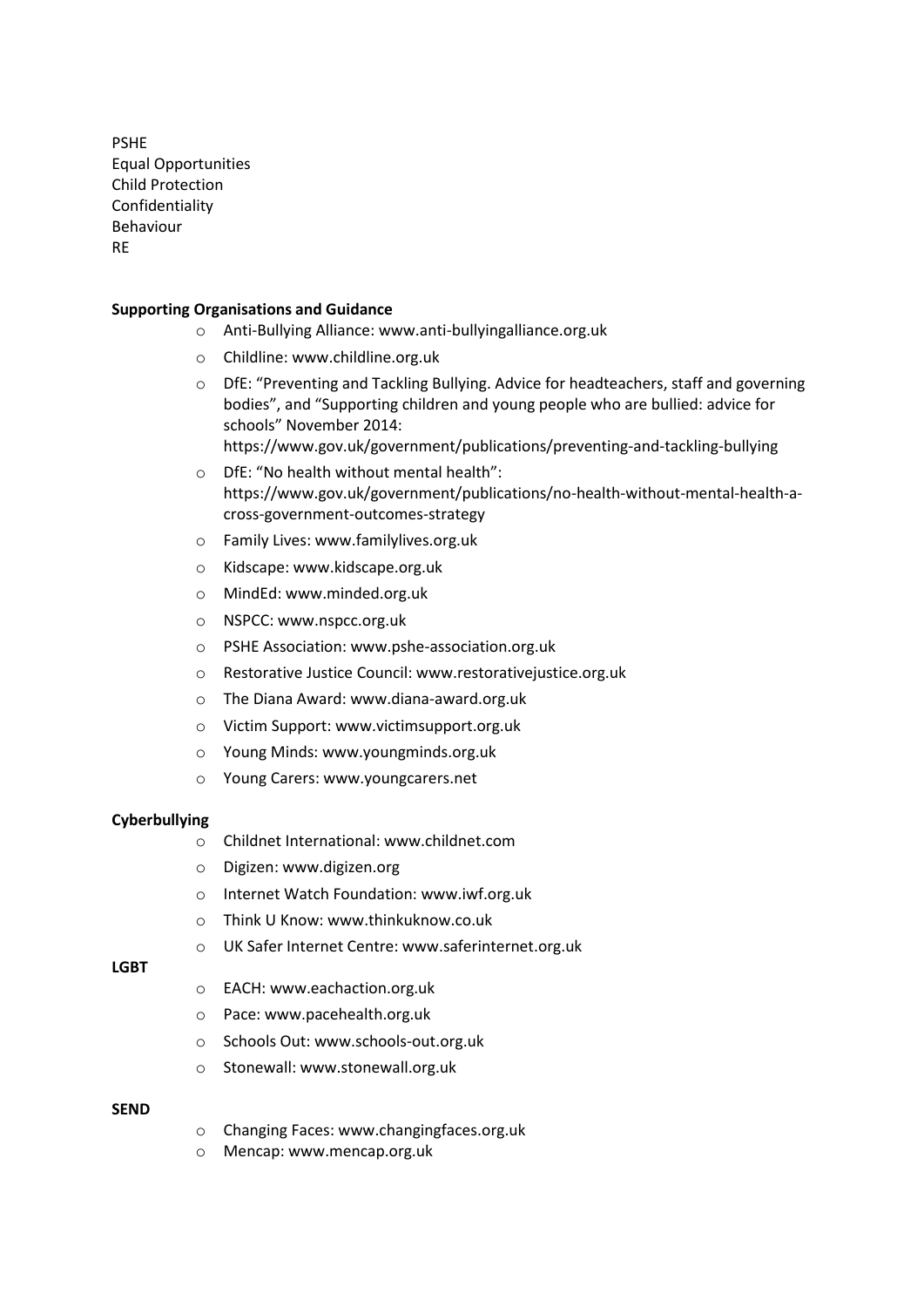PSHE
Equal Opportunities
Child Protection
Confidentiality
Behaviour
RE

**Supporting Organisations and Guidance**

- Anti-Bullying Alliance: www.anti-bullyingalliance.org.uk
- Childline: www.childline.org.uk
- DfE: "Preventing and Tackling Bullying. Advice for headteachers, staff and governing bodies", and "Supporting children and young people who are bullied: advice for schools" November 2014: https://www.gov.uk/government/publications/preventing-and-tackling-bullying
- DfE: "No health without mental health": https://www.gov.uk/government/publications/no-health-without-mental-health-a-cross-government-outcomes-strategy
- Family Lives: www.familylives.org.uk
- Kidscape: www.kidscape.org.uk
- MindEd: www.minded.org.uk
- NSPCC: www.nspcc.org.uk
- PSHE Association: www.pshe-association.org.uk
- Restorative Justice Council: www.restorativejustice.org.uk
- The Diana Award: www.diana-award.org.uk
- Victim Support: www.victimsupport.org.uk
- Young Minds: www.youngminds.org.uk
- Young Carers: www.youngcarers.net

**Cyberbullying**

- Childnet International: www.childnet.com
- Digizen: www.digizen.org
- Internet Watch Foundation: www.iwf.org.uk
- Think U Know: www.thinkuknow.co.uk
- UK Safer Internet Centre: www.saferinternet.org.uk

**LGBT**

- EACH: www.eachaction.org.uk
- Pace: www.pacehealth.org.uk
- Schools Out: www.schools-out.org.uk
- Stonewall: www.stonewall.org.uk

**SEND**

- Changing Faces: www.changingfaces.org.uk
- Mencap: www.mencap.org.uk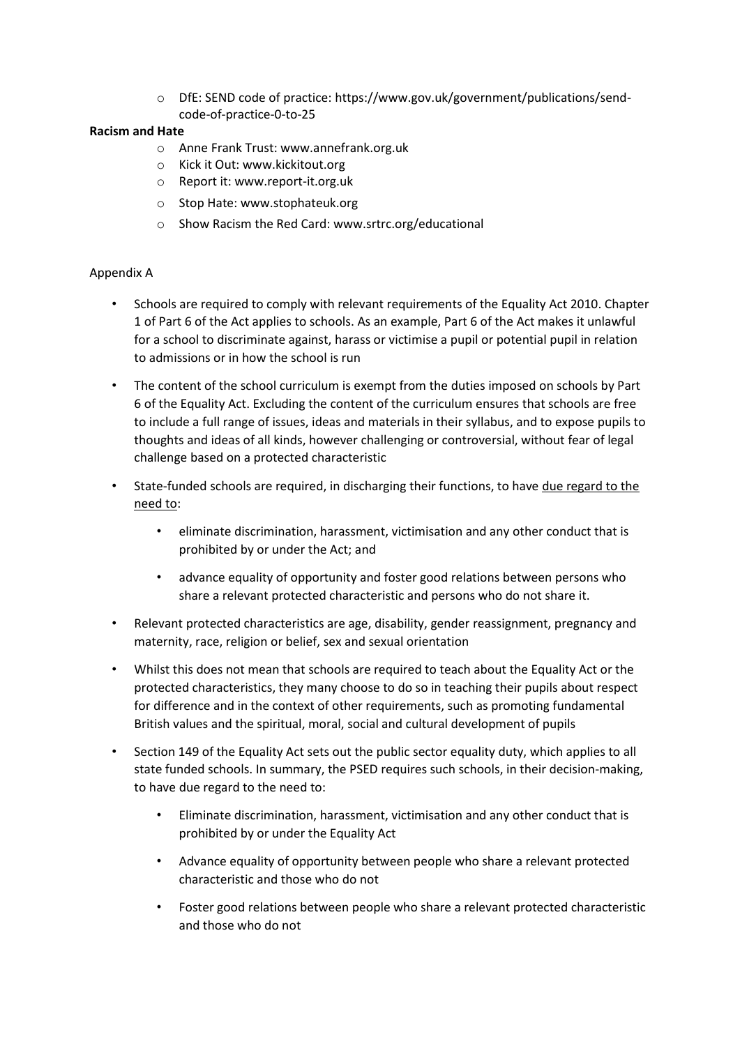- DfE: SEND code of practice: https://www.gov.uk/government/publications/send-code-of-practice-0-to-25

**Racism and Hate**

- Anne Frank Trust: www.annefrank.org.uk
- Kick it Out: www.kickitout.org
- Report it: www.report-it.org.uk
- Stop Hate: www.stophateuk.org
- Show Racism the Red Card: www.srtrc.org/educational

Appendix A

- Schools are required to comply with relevant requirements of the Equality Act 2010. Chapter 1 of Part 6 of the Act applies to schools. As an example, Part 6 of the Act makes it unlawful for a school to discriminate against, harass or victimise a pupil or potential pupil in relation to admissions or in how the school is run
- The content of the school curriculum is exempt from the duties imposed on schools by Part 6 of the Equality Act. Excluding the content of the curriculum ensures that schools are free to include a full range of issues, ideas and materials in their syllabus, and to expose pupils to thoughts and ideas of all kinds, however challenging or controversial, without fear of legal challenge based on a protected characteristic
- State-funded schools are required, in discharging their functions, to have <u>due regard to the need to</u>:
    - eliminate discrimination, harassment, victimisation and any other conduct that is prohibited by or under the Act; and
    - advance equality of opportunity and foster good relations between persons who share a relevant protected characteristic and persons who do not share it.
- Relevant protected characteristics are age, disability, gender reassignment, pregnancy and maternity, race, religion or belief, sex and sexual orientation
- Whilst this does not mean that schools are required to teach about the Equality Act or the protected characteristics, they many choose to do so in teaching their pupils about respect for difference and in the context of other requirements, such as promoting fundamental British values and the spiritual, moral, social and cultural development of pupils
- Section 149 of the Equality Act sets out the public sector equality duty, which applies to all state funded schools. In summary, the PSED requires such schools, in their decision-making, to have due regard to the need to:
    - Eliminate discrimination, harassment, victimisation and any other conduct that is prohibited by or under the Equality Act
    - Advance equality of opportunity between people who share a relevant protected characteristic and those who do not
    - Foster good relations between people who share a relevant protected characteristic and those who do not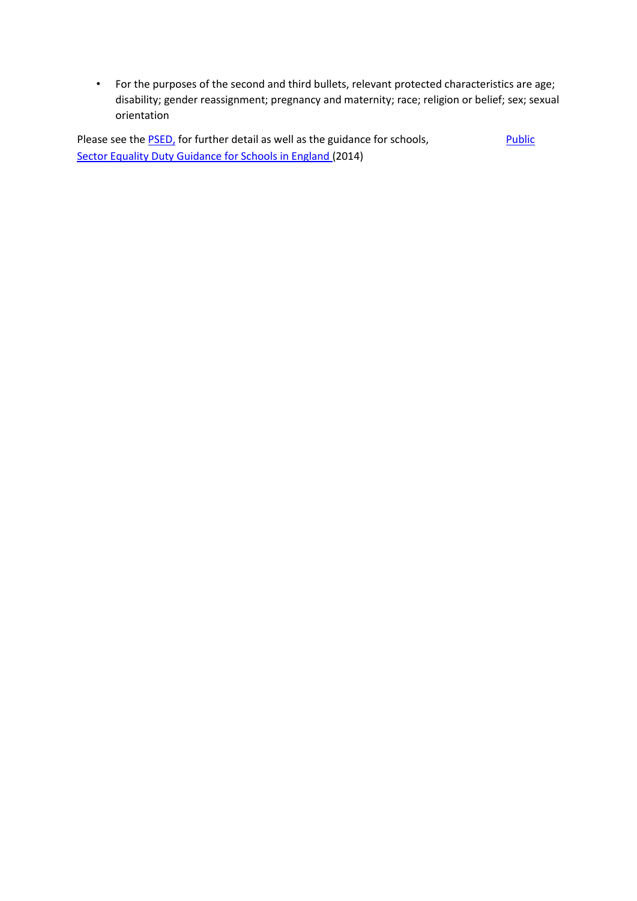- For the purposes of the second and third bullets, relevant protected characteristics are age; disability; gender reassignment; pregnancy and maternity; race; religion or belief; sex; sexual orientation

Please see the PSED, for further detail as well as the guidance for schools, Public Sector Equality Duty Guidance for Schools in England (2014)